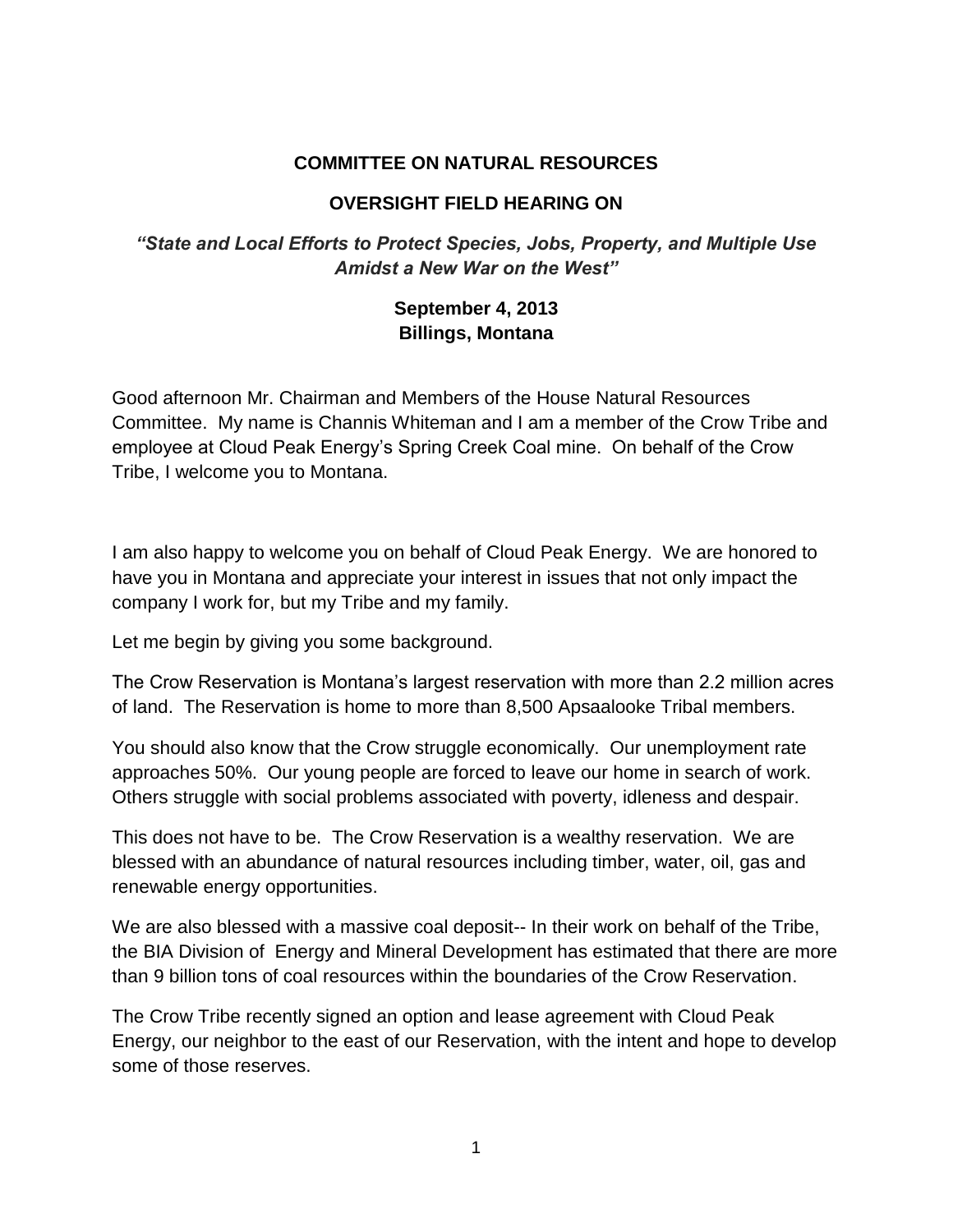**COMMITTEE ON NATURAL RESOURCES**

**OVERSIGHT FIELD HEARING ON**

***"State and Local Efforts to Protect Species, Jobs, Property, and Multiple Use Amidst a New War on the West"***

**September 4, 2013**
**Billings, Montana**

Good afternoon Mr. Chairman and Members of the House Natural Resources Committee. My name is Channis Whiteman and I am a member of the Crow Tribe and employee at Cloud Peak Energy's Spring Creek Coal mine. On behalf of the Crow Tribe, I welcome you to Montana.

I am also happy to welcome you on behalf of Cloud Peak Energy. We are honored to have you in Montana and appreciate your interest in issues that not only impact the company I work for, but my Tribe and my family.

Let me begin by giving you some background.

The Crow Reservation is Montana's largest reservation with more than 2.2 million acres of land. The Reservation is home to more than 8,500 Apsaalooke Tribal members.

You should also know that the Crow struggle economically. Our unemployment rate approaches 50%. Our young people are forced to leave our home in search of work. Others struggle with social problems associated with poverty, idleness and despair.

This does not have to be. The Crow Reservation is a wealthy reservation. We are blessed with an abundance of natural resources including timber, water, oil, gas and renewable energy opportunities.

We are also blessed with a massive coal deposit-- In their work on behalf of the Tribe, the BIA Division of Energy and Mineral Development has estimated that there are more than 9 billion tons of coal resources within the boundaries of the Crow Reservation.

The Crow Tribe recently signed an option and lease agreement with Cloud Peak Energy, our neighbor to the east of our Reservation, with the intent and hope to develop some of those reserves.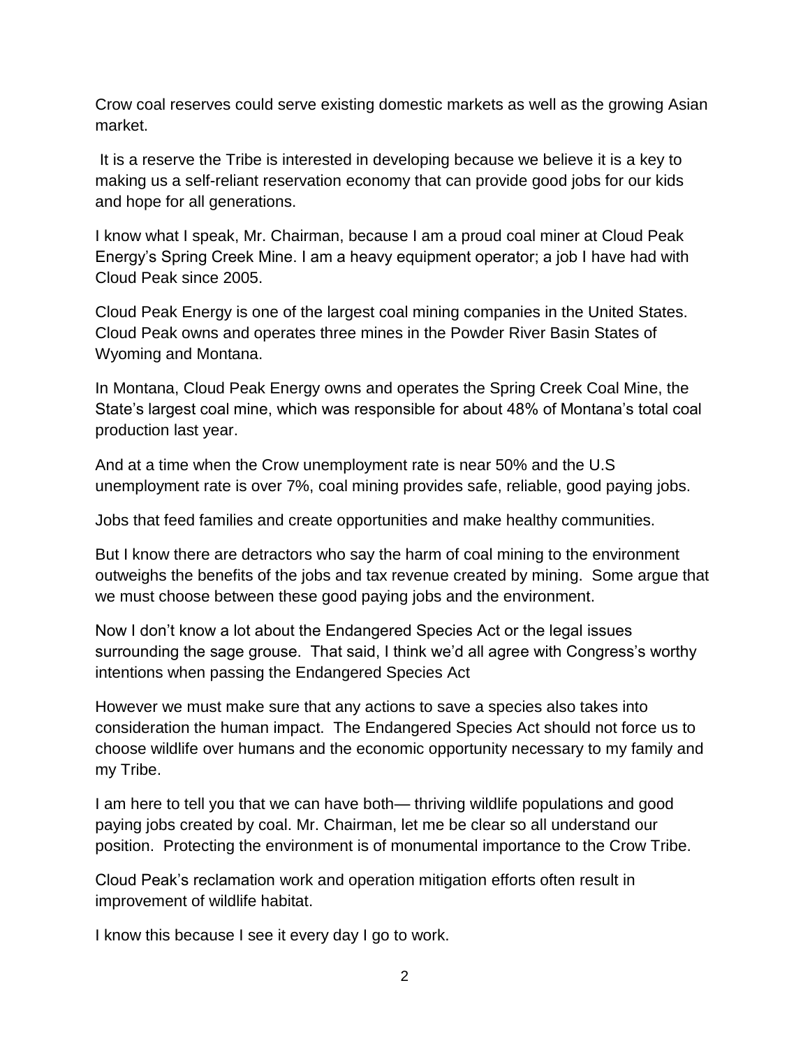Crow coal reserves could serve existing domestic markets as well as the growing Asian market.

It is a reserve the Tribe is interested in developing because we believe it is a key to making us a self-reliant reservation economy that can provide good jobs for our kids and hope for all generations.

I know what I speak, Mr. Chairman, because I am a proud coal miner at Cloud Peak Energy's Spring Creek Mine. I am a heavy equipment operator; a job I have had with Cloud Peak since 2005.

Cloud Peak Energy is one of the largest coal mining companies in the United States. Cloud Peak owns and operates three mines in the Powder River Basin States of Wyoming and Montana.

In Montana, Cloud Peak Energy owns and operates the Spring Creek Coal Mine, the State's largest coal mine, which was responsible for about 48% of Montana's total coal production last year.

And at a time when the Crow unemployment rate is near 50% and the U.S unemployment rate is over 7%, coal mining provides safe, reliable, good paying jobs.

Jobs that feed families and create opportunities and make healthy communities.

But I know there are detractors who say the harm of coal mining to the environment outweighs the benefits of the jobs and tax revenue created by mining. Some argue that we must choose between these good paying jobs and the environment.

Now I don't know a lot about the Endangered Species Act or the legal issues surrounding the sage grouse. That said, I think we'd all agree with Congress's worthy intentions when passing the Endangered Species Act

However we must make sure that any actions to save a species also takes into consideration the human impact. The Endangered Species Act should not force us to choose wildlife over humans and the economic opportunity necessary to my family and my Tribe.

I am here to tell you that we can have both— thriving wildlife populations and good paying jobs created by coal. Mr. Chairman, let me be clear so all understand our position. Protecting the environment is of monumental importance to the Crow Tribe.

Cloud Peak's reclamation work and operation mitigation efforts often result in improvement of wildlife habitat.

I know this because I see it every day I go to work.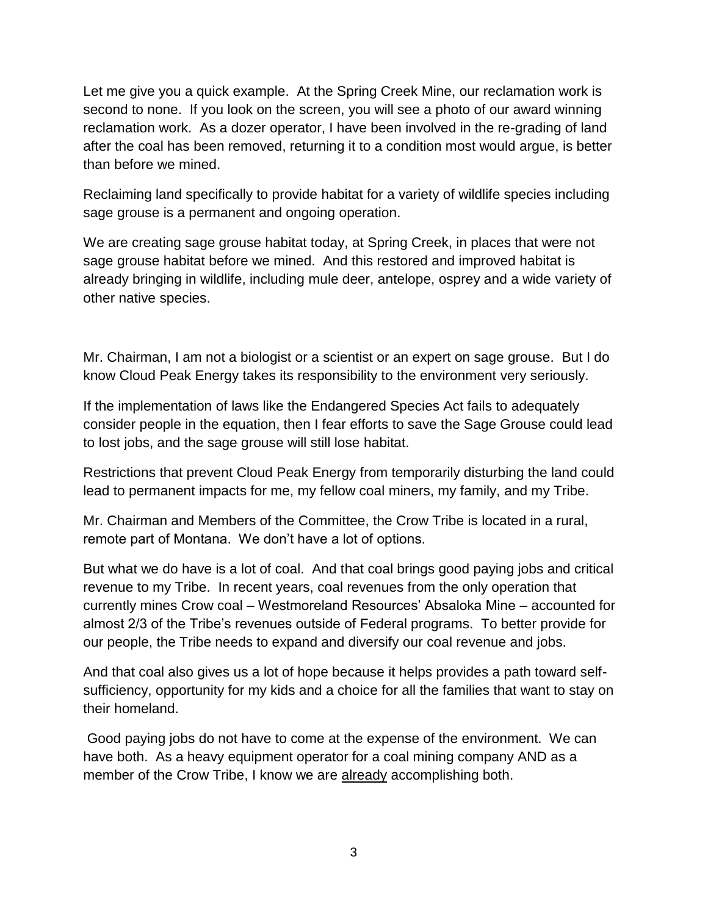Let me give you a quick example. At the Spring Creek Mine, our reclamation work is second to none. If you look on the screen, you will see a photo of our award winning reclamation work. As a dozer operator, I have been involved in the re-grading of land after the coal has been removed, returning it to a condition most would argue, is better than before we mined.

Reclaiming land specifically to provide habitat for a variety of wildlife species including sage grouse is a permanent and ongoing operation.

We are creating sage grouse habitat today, at Spring Creek, in places that were not sage grouse habitat before we mined. And this restored and improved habitat is already bringing in wildlife, including mule deer, antelope, osprey and a wide variety of other native species.

Mr. Chairman, I am not a biologist or a scientist or an expert on sage grouse. But I do know Cloud Peak Energy takes its responsibility to the environment very seriously.

If the implementation of laws like the Endangered Species Act fails to adequately consider people in the equation, then I fear efforts to save the Sage Grouse could lead to lost jobs, and the sage grouse will still lose habitat.

Restrictions that prevent Cloud Peak Energy from temporarily disturbing the land could lead to permanent impacts for me, my fellow coal miners, my family, and my Tribe.

Mr. Chairman and Members of the Committee, the Crow Tribe is located in a rural, remote part of Montana. We don't have a lot of options.

But what we do have is a lot of coal. And that coal brings good paying jobs and critical revenue to my Tribe. In recent years, coal revenues from the only operation that currently mines Crow coal – Westmoreland Resources' Absaloka Mine – accounted for almost 2/3 of the Tribe's revenues outside of Federal programs. To better provide for our people, the Tribe needs to expand and diversify our coal revenue and jobs.

And that coal also gives us a lot of hope because it helps provides a path toward self-sufficiency, opportunity for my kids and a choice for all the families that want to stay on their homeland.

Good paying jobs do not have to come at the expense of the environment. We can have both. As a heavy equipment operator for a coal mining company AND as a member of the Crow Tribe, I know we are <u>already</u> accomplishing both.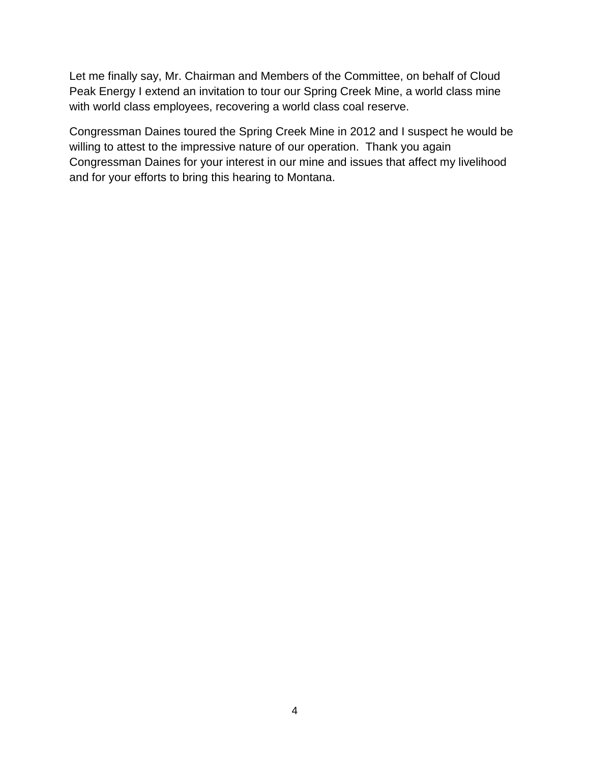Let me finally say, Mr. Chairman and Members of the Committee, on behalf of Cloud Peak Energy I extend an invitation to tour our Spring Creek Mine, a world class mine with world class employees, recovering a world class coal reserve.

Congressman Daines toured the Spring Creek Mine in 2012 and I suspect he would be willing to attest to the impressive nature of our operation. Thank you again Congressman Daines for your interest in our mine and issues that affect my livelihood and for your efforts to bring this hearing to Montana.